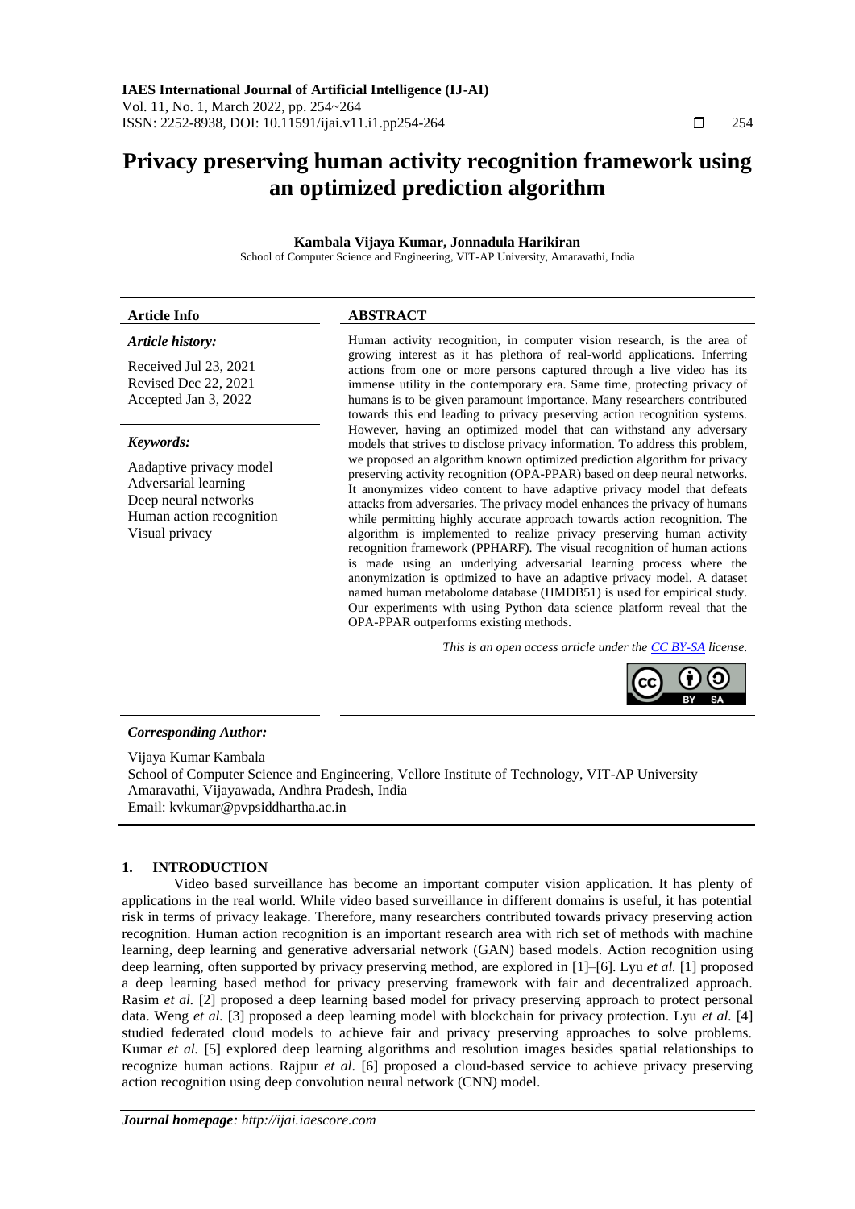# Privacy preserving human activity recognition framework using an optimized prediction algorithm

**Kambala Vijaya Kumar, Jonnadula Harikiran**

School of Computer Science and Engineering, VIT-AP University, Amaravathi, India

---

**Article Info**

*Article history:*

Received Jul 23, 2021
Revised Dec 22, 2021
Accepted Jan 3, 2022

*Keywords:*

Aadaptive privacy model
Adversarial learning
Deep neural networks
Human action recognition
Visual privacy

**ABSTRACT**

Human activity recognition, in computer vision research, is the area of growing interest as it has plethora of real-world applications. Inferring actions from one or more persons captured through a live video has its immense utility in the contemporary era. Same time, protecting privacy of humans is to be given paramount importance. Many researchers contributed towards this end leading to privacy preserving action recognition systems. However, having an optimized model that can withstand any adversary models that strives to disclose privacy information. To address this problem, we proposed an algorithm known optimized prediction algorithm for privacy preserving activity recognition (OPA-PPAR) based on deep neural networks. It anonymizes video content to have adaptive privacy model that defeats attacks from adversaries. The privacy model enhances the privacy of humans while permitting highly accurate approach towards action recognition. The algorithm is implemented to realize privacy preserving human activity recognition framework (PPHARF). The visual recognition of human actions is made using an underlying adversarial learning process where the anonymization is optimized to have an adaptive privacy model. A dataset named human metabolome database (HMDB51) is used for empirical study. Our experiments with using Python data science platform reveal that the OPA-PPAR outperforms existing methods.

*This is an open access article under the CC BY-SA license.*

---

***Corresponding Author:***

Vijaya Kumar Kambala
School of Computer Science and Engineering, Vellore Institute of Technology, VIT-AP University
Amaravathi, Vijayawada, Andhra Pradesh, India
Email: kvkumar@pvpsiddhartha.ac.in

## 1. INTRODUCTION

Video based surveillance has become an important computer vision application. It has plenty of applications in the real world. While video based surveillance in different domains is useful, it has potential risk in terms of privacy leakage. Therefore, many researchers contributed towards privacy preserving action recognition. Human action recognition is an important research area with rich set of methods with machine learning, deep learning and generative adversarial network (GAN) based models. Action recognition using deep learning, often supported by privacy preserving method, are explored in [1]–[6]. Lyu *et al.* [1] proposed a deep learning based method for privacy preserving framework with fair and decentralized approach. Rasim *et al.* [2] proposed a deep learning based model for privacy preserving approach to protect personal data. Weng *et al.* [3] proposed a deep learning model with blockchain for privacy protection. Lyu *et al.* [4] studied federated cloud models to achieve fair and privacy preserving approaches to solve problems. Kumar *et al.* [5] explored deep learning algorithms and resolution images besides spatial relationships to recognize human actions. Rajpur *et al.* [6] proposed a cloud-based service to achieve privacy preserving action recognition using deep convolution neural network (CNN) model.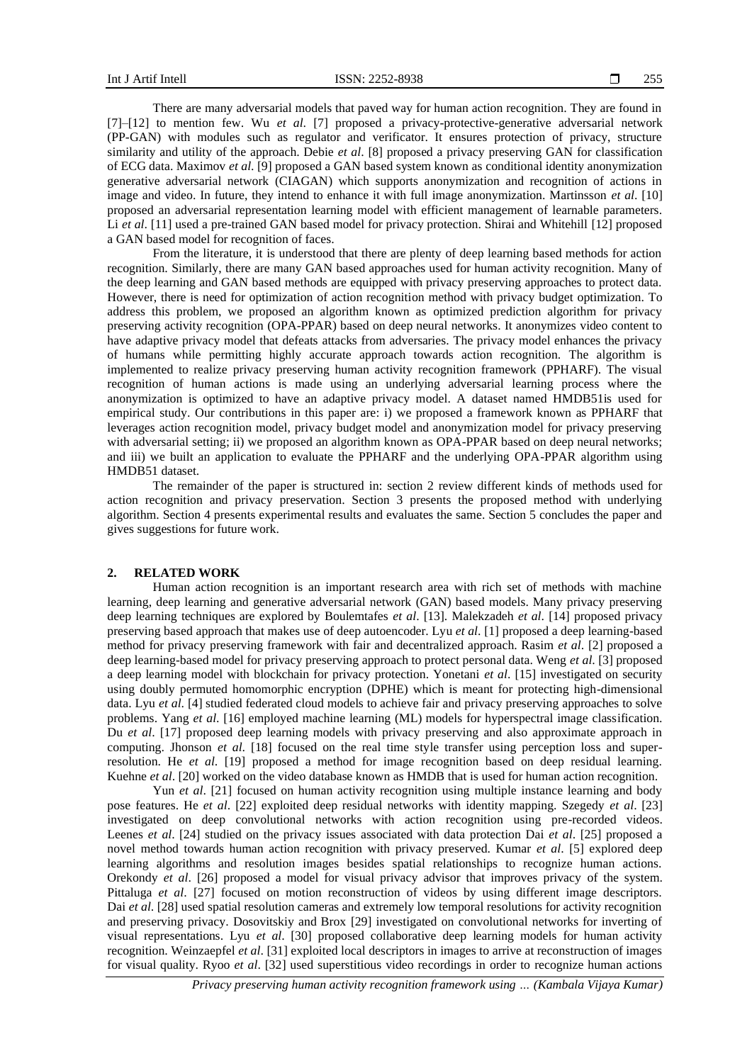There are many adversarial models that paved way for human action recognition. They are found in [7]–[12] to mention few. Wu *et al*. [7] proposed a privacy-protective-generative adversarial network (PP-GAN) with modules such as regulator and verificator. It ensures protection of privacy, structure similarity and utility of the approach. Debie *et al*. [8] proposed a privacy preserving GAN for classification of ECG data. Maximov *et al*. [9] proposed a GAN based system known as conditional identity anonymization generative adversarial network (CIAGAN) which supports anonymization and recognition of actions in image and video. In future, they intend to enhance it with full image anonymization. Martinsson *et al*. [10] proposed an adversarial representation learning model with efficient management of learnable parameters. Li *et al*. [11] used a pre-trained GAN based model for privacy protection. Shirai and Whitehill [12] proposed a GAN based model for recognition of faces.

From the literature, it is understood that there are plenty of deep learning based methods for action recognition. Similarly, there are many GAN based approaches used for human activity recognition. Many of the deep learning and GAN based methods are equipped with privacy preserving approaches to protect data. However, there is need for optimization of action recognition method with privacy budget optimization. To address this problem, we proposed an algorithm known as optimized prediction algorithm for privacy preserving activity recognition (OPA-PPAR) based on deep neural networks. It anonymizes video content to have adaptive privacy model that defeats attacks from adversaries. The privacy model enhances the privacy of humans while permitting highly accurate approach towards action recognition. The algorithm is implemented to realize privacy preserving human activity recognition framework (PPHARF). The visual recognition of human actions is made using an underlying adversarial learning process where the anonymization is optimized to have an adaptive privacy model. A dataset named HMDB51is used for empirical study. Our contributions in this paper are: i) we proposed a framework known as PPHARF that leverages action recognition model, privacy budget model and anonymization model for privacy preserving with adversarial setting; ii) we proposed an algorithm known as OPA-PPAR based on deep neural networks; and iii) we built an application to evaluate the PPHARF and the underlying OPA-PPAR algorithm using HMDB51 dataset.

The remainder of the paper is structured in: section 2 review different kinds of methods used for action recognition and privacy preservation. Section 3 presents the proposed method with underlying algorithm. Section 4 presents experimental results and evaluates the same. Section 5 concludes the paper and gives suggestions for future work.

## 2. RELATED WORK

Human action recognition is an important research area with rich set of methods with machine learning, deep learning and generative adversarial network (GAN) based models. Many privacy preserving deep learning techniques are explored by Boulemtafes *et al*. [13]. Malekzadeh *et al*. [14] proposed privacy preserving based approach that makes use of deep autoencoder. Lyu *et al*. [1] proposed a deep learning-based method for privacy preserving framework with fair and decentralized approach. Rasim *et al*. [2] proposed a deep learning-based model for privacy preserving approach to protect personal data. Weng *et al*. [3] proposed a deep learning model with blockchain for privacy protection. Yonetani *et al*. [15] investigated on security using doubly permuted homomorphic encryption (DPHE) which is meant for protecting high-dimensional data. Lyu *et al*. [4] studied federated cloud models to achieve fair and privacy preserving approaches to solve problems. Yang *et al*. [16] employed machine learning (ML) models for hyperspectral image classification. Du *et al*. [17] proposed deep learning models with privacy preserving and also approximate approach in computing. Jhonson *et al*. [18] focused on the real time style transfer using perception loss and super-resolution. He *et al*. [19] proposed a method for image recognition based on deep residual learning. Kuehne *et al*. [20] worked on the video database known as HMDB that is used for human action recognition.

Yun *et al*. [21] focused on human activity recognition using multiple instance learning and body pose features. He *et al*. [22] exploited deep residual networks with identity mapping. Szegedy *et al*. [23] investigated on deep convolutional networks with action recognition using pre-recorded videos. Leenes *et al*. [24] studied on the privacy issues associated with data protection Dai *et al*. [25] proposed a novel method towards human action recognition with privacy preserved. Kumar *et al*. [5] explored deep learning algorithms and resolution images besides spatial relationships to recognize human actions. Orekondy *et al*. [26] proposed a model for visual privacy advisor that improves privacy of the system. Pittaluga *et al*. [27] focused on motion reconstruction of videos by using different image descriptors. Dai *et al*. [28] used spatial resolution cameras and extremely low temporal resolutions for activity recognition and preserving privacy. Dosovitskiy and Brox [29] investigated on convolutional networks for inverting of visual representations. Lyu *et al*. [30] proposed collaborative deep learning models for human activity recognition. Weinzaepfel *et al*. [31] exploited local descriptors in images to arrive at reconstruction of images for visual quality. Ryoo *et al*. [32] used superstitious video recordings in order to recognize human actions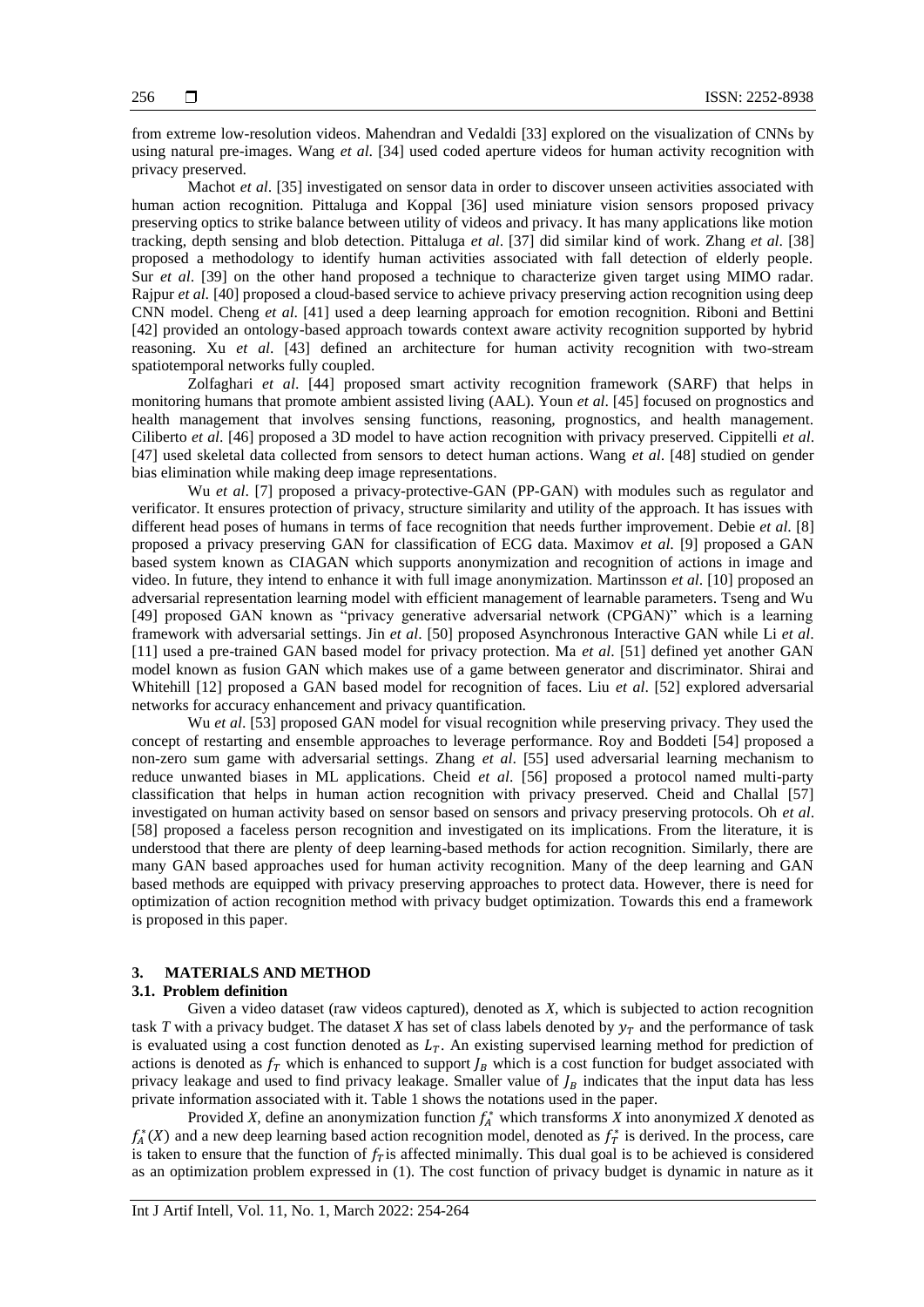from extreme low-resolution videos. Mahendran and Vedaldi [33] explored on the visualization of CNNs by using natural pre-images. Wang *et al.* [34] used coded aperture videos for human activity recognition with privacy preserved.

Machot *et al*. [35] investigated on sensor data in order to discover unseen activities associated with human action recognition. Pittaluga and Koppal [36] used miniature vision sensors proposed privacy preserving optics to strike balance between utility of videos and privacy. It has many applications like motion tracking, depth sensing and blob detection. Pittaluga *et al*. [37] did similar kind of work. Zhang *et al*. [38] proposed a methodology to identify human activities associated with fall detection of elderly people. Sur *et al*. [39] on the other hand proposed a technique to characterize given target using MIMO radar. Rajpur *et al*. [40] proposed a cloud-based service to achieve privacy preserving action recognition using deep CNN model. Cheng *et al*. [41] used a deep learning approach for emotion recognition. Riboni and Bettini [42] provided an ontology-based approach towards context aware activity recognition supported by hybrid reasoning. Xu *et al*. [43] defined an architecture for human activity recognition with two-stream spatiotemporal networks fully coupled.

Zolfaghari *et al*. [44] proposed smart activity recognition framework (SARF) that helps in monitoring humans that promote ambient assisted living (AAL). Youn *et al*. [45] focused on prognostics and health management that involves sensing functions, reasoning, prognostics, and health management. Ciliberto *et al*. [46] proposed a 3D model to have action recognition with privacy preserved. Cippitelli *et al*. [47] used skeletal data collected from sensors to detect human actions. Wang *et al*. [48] studied on gender bias elimination while making deep image representations.

Wu *et al*. [7] proposed a privacy-protective-GAN (PP-GAN) with modules such as regulator and verificator. It ensures protection of privacy, structure similarity and utility of the approach. It has issues with different head poses of humans in terms of face recognition that needs further improvement. Debie *et al*. [8] proposed a privacy preserving GAN for classification of ECG data. Maximov *et al*. [9] proposed a GAN based system known as CIAGAN which supports anonymization and recognition of actions in image and video. In future, they intend to enhance it with full image anonymization. Martinsson *et al*. [10] proposed an adversarial representation learning model with efficient management of learnable parameters. Tseng and Wu [49] proposed GAN known as "privacy generative adversarial network (CPGAN)" which is a learning framework with adversarial settings. Jin *et al*. [50] proposed Asynchronous Interactive GAN while Li *et al*. [11] used a pre-trained GAN based model for privacy protection. Ma *et al*. [51] defined yet another GAN model known as fusion GAN which makes use of a game between generator and discriminator. Shirai and Whitehill [12] proposed a GAN based model for recognition of faces. Liu *et al*. [52] explored adversarial networks for accuracy enhancement and privacy quantification.

Wu *et al*. [53] proposed GAN model for visual recognition while preserving privacy. They used the concept of restarting and ensemble approaches to leverage performance. Roy and Boddeti [54] proposed a non-zero sum game with adversarial settings. Zhang *et al*. [55] used adversarial learning mechanism to reduce unwanted biases in ML applications. Cheid *et al*. [56] proposed a protocol named multi-party classification that helps in human action recognition with privacy preserved. Cheid and Challal [57] investigated on human activity based on sensor based on sensors and privacy preserving protocols. Oh *et al*. [58] proposed a faceless person recognition and investigated on its implications. From the literature, it is understood that there are plenty of deep learning-based methods for action recognition. Similarly, there are many GAN based approaches used for human activity recognition. Many of the deep learning and GAN based methods are equipped with privacy preserving approaches to protect data. However, there is need for optimization of action recognition method with privacy budget optimization. Towards this end a framework is proposed in this paper.

## 3. MATERIALS AND METHOD

### 3.1. Problem definition

Given a video dataset (raw videos captured), denoted as $X$, which is subjected to action recognition task $T$ with a privacy budget. The dataset $X$ has set of class labels denoted by $y_T$ and the performance of task is evaluated using a cost function denoted as $L_T$. An existing supervised learning method for prediction of actions is denoted as $f_T$ which is enhanced to support $J_B$ which is a cost function for budget associated with privacy leakage and used to find privacy leakage. Smaller value of $J_B$ indicates that the input data has less private information associated with it. Table 1 shows the notations used in the paper.

Provided $X$, define an anonymization function $f_A^*$ which transforms $X$ into anonymized $X$ denoted as $f_A^*(X)$ and a new deep learning based action recognition model, denoted as $f_T^*$ is derived. In the process, care is taken to ensure that the function of $f_T$ is affected minimally. This dual goal is to be achieved is considered as an optimization problem expressed in (1). The cost function of privacy budget is dynamic in nature as it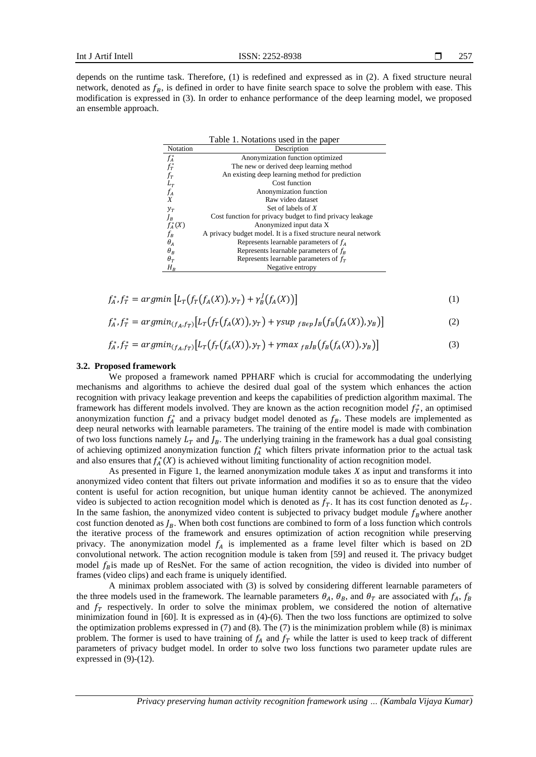depends on the runtime task. Therefore, (1) is redefined and expressed as in (2). A fixed structure neural network, denoted as $f_B$, is defined in order to have finite search space to solve the problem with ease. This modification is expressed in (3). In order to enhance performance of the deep learning model, we proposed an ensemble approach.

Table 1. Notations used in the paper

| Notation | Description |
|---|---|
| $f_A^*$ | Anonymization function optimized |
| $f_T^*$ | The new or derived deep learning method |
| $f_T$ | An existing deep learning method for prediction |
| $L_T$ | Cost function |
| $f_A$ | Anonymization function |
| $X$ | Raw video dataset |
| $y_T$ | Set of labels of $X$ |
| $J_B$ | Cost function for privacy budget to find privacy leakage |
| $f_A^*(X)$ | Anonymized input data X |
| $f_B$ | A privacy budget model. It is a fixed structure neural network |
| $\theta_A$ | Represents learnable parameters of $f_A$ |
| $\theta_B$ | Represents learnable parameters of $f_B$ |
| $\theta_T$ | Represents learnable parameters of $f_T$ |
| $H_B$ | Negative entropy |

$$f_A^*, f_T^* = argmin\left[L_T\left(f_T\left(f_A(X)\right), y_T\right) + \gamma_B^J\left(f_A(X)\right)\right] \tag{1}$$

$$f_A^*, f_T^* = argmin_{(f_A, f_T)}\left[L_T\left(f_T\left(f_A(X)\right), y_T\right) + \gamma sup_{\ f_B \epsilon p} J_B\left(f_B\left(f_A(X)\right), y_B\right)\right] \tag{2}$$

$$f_A^*, f_T^* = argmin_{(f_A, f_T)}\left[L_T\left(f_T\left(f_A(X)\right), y_T\right) + \gamma max_{\ f_B} J_B\left(f_B\left(f_A(X)\right), y_B\right)\right] \tag{3}$$

### 3.2. Proposed framework

We proposed a framework named PPHARF which is crucial for accommodating the underlying mechanisms and algorithms to achieve the desired dual goal of the system which enhances the action recognition with privacy leakage prevention and keeps the capabilities of prediction algorithm maximal. The framework has different models involved. They are known as the action recognition model $f_T^*$, an optimised anonymization function $f_A^*$ and a privacy budget model denoted as $f_B$. These models are implemented as deep neural networks with learnable parameters. The training of the entire model is made with combination of two loss functions namely $L_T$ and $J_B$. The underlying training in the framework has a dual goal consisting of achieving optimized anonymization function $f_A^*$ which filters private information prior to the actual task and also ensures that $f_A^*(X)$ is achieved without limiting functionality of action recognition model.

As presented in Figure 1, the learned anonymization module takes $X$ as input and transforms it into anonymized video content that filters out private information and modifies it so as to ensure that the video content is useful for action recognition, but unique human identity cannot be achieved. The anonymized video is subjected to action recognition model which is denoted as $f_T$. It has its cost function denoted as $L_T$. In the same fashion, the anonymized video content is subjected to privacy budget module $f_B$where another cost function denoted as $J_B$. When both cost functions are combined to form of a loss function which controls the iterative process of the framework and ensures optimization of action recognition while preserving privacy. The anonymization model $f_A$ is implemented as a frame level filter which is based on 2D convolutional network. The action recognition module is taken from [59] and reused it. The privacy budget model $f_B$is made up of ResNet. For the same of action recognition, the video is divided into number of frames (video clips) and each frame is uniquely identified.

A minimax problem associated with (3) is solved by considering different learnable parameters of the three models used in the framework. The learnable parameters $\theta_A$, $\theta_B$, and $\theta_T$ are associated with $f_A$, $f_B$ and $f_T$ respectively. In order to solve the minimax problem, we considered the notion of alternative minimization found in [60]. It is expressed as in (4)-(6). Then the two loss functions are optimized to solve the optimization problems expressed in (7) and (8). The (7) is the minimization problem while (8) is minimax problem. The former is used to have training of $f_A$ and $f_T$ while the latter is used to keep track of different parameters of privacy budget model. In order to solve two loss functions two parameter update rules are expressed in (9)-(12).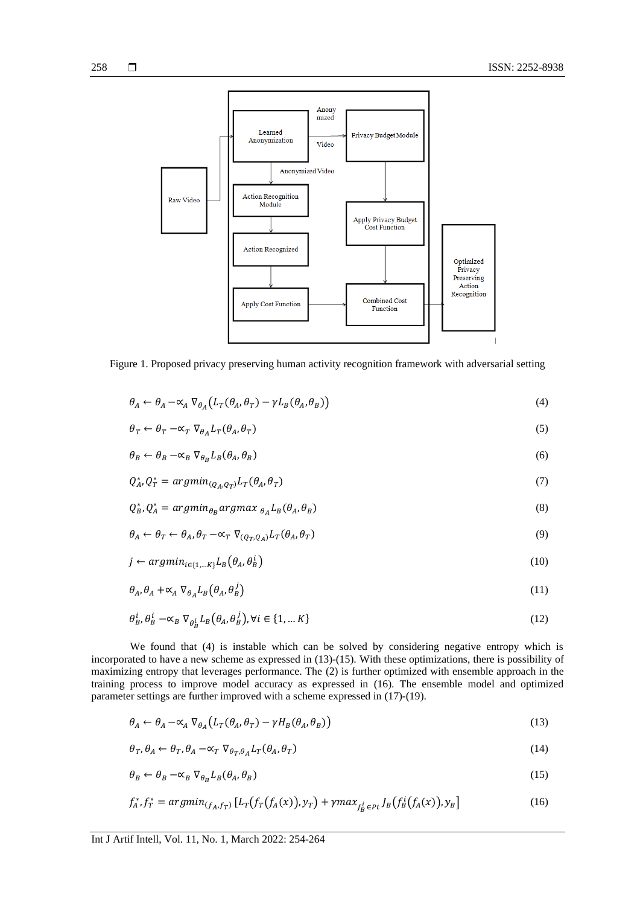Figure 1. Proposed privacy preserving human activity recognition framework with adversarial setting

$$\theta_A \leftarrow \theta_A - \propto_A \nabla_{\theta_A}\left(L_T(\theta_A, \theta_T) - \gamma L_B(\theta_A, \theta_B)\right) \tag{4}$$

$$\theta_T \leftarrow \theta_T - \propto_T \nabla_{\theta_A} L_T(\theta_A, \theta_T) \tag{5}$$

$$\theta_B \leftarrow \theta_B - \propto_B \nabla_{\theta_B} L_B(\theta_A, \theta_B) \tag{6}$$

$$Q_A^*, Q_T^* = argmin_{(Q_A, Q_T)} L_T(\theta_A, \theta_T) \tag{7}$$

$$Q_B^*, Q_A^* = argmin_{\theta_B} argmax_{\ \theta_A} L_B(\theta_A, \theta_B) \tag{8}$$

$$\theta_A \leftarrow \theta_T \leftarrow \theta_A, \theta_T - \propto_T \nabla_{(Q_T, Q_A)} L_T(\theta_A, \theta_T) \tag{9}$$

$$j \leftarrow argmin_{i \in \{1,\ldots K\}} L_B\left(\theta_A, \theta_B^i\right) \tag{10}$$

$$\theta_A, \theta_A + \propto_A \nabla_{\theta_A} L_B\left(\theta_A, \theta_B^j\right) \tag{11}$$

$$\theta_B^i, \theta_B^i - \propto_B \nabla_{\theta_B^i} L_B\left(\theta_A, \theta_B^j\right), \forall i \in \{1, \ldots K\} \tag{12}$$

We found that (4) is instable which can be solved by considering negative entropy which is incorporated to have a new scheme as expressed in (13)-(15). With these optimizations, there is possibility of maximizing entropy that leverages performance. The (2) is further optimized with ensemble approach in the training process to improve model accuracy as expressed in (16). The ensemble model and optimized parameter settings are further improved with a scheme expressed in (17)-(19).

$$\theta_A \leftarrow \theta_A - \propto_A \nabla_{\theta_A}\left(L_T(\theta_A, \theta_T) - \gamma H_B(\theta_A, \theta_B)\right) \tag{13}$$

$$\theta_T, \theta_A \leftarrow \theta_T, \theta_A - \propto_T \nabla_{\theta_T, \theta_A} L_T(\theta_A, \theta_T) \tag{14}$$

$$\theta_B \leftarrow \theta_B - \propto_B \nabla_{\theta_B} L_B(\theta_A, \theta_B) \tag{15}$$

$$f_A^*, f_T^* = argmin_{(f_A, f_T)} \left[L_T\left(f_T\left(f_A(x)\right), y_T\right) + \gamma max_{f_B^i \in Pt} J_B\left(f_B^i\left(f_A(x)\right), y_B\right]\right. \tag{16}$$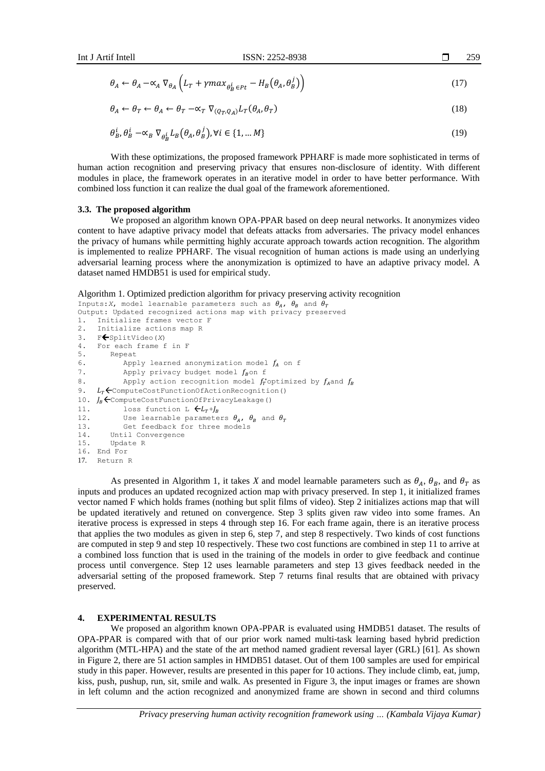$$\theta_A \leftarrow \theta_A - \propto_A \nabla_{\theta_A} \left( L_T + \gamma max_{\theta_B^i \in Pt} - H_B(\theta_A, \theta_B^j) \right) \tag{17}$$

$$\theta_A \leftarrow \theta_T \leftarrow \theta_A \leftarrow \theta_T - \propto_T \nabla_{(Q_T, Q_A)} L_T(\theta_A, \theta_T) \tag{18}$$

$$\theta_B^i, \theta_B^i - \propto_B \nabla_{\theta_B^i} L_B(\theta_A, \theta_B^j), \forall i \in \{1, \ldots M\} \tag{19}$$

With these optimizations, the proposed framework PPHARF is made more sophisticated in terms of human action recognition and preserving privacy that ensures non-disclosure of identity. With different modules in place, the framework operates in an iterative model in order to have better performance. With combined loss function it can realize the dual goal of the framework aforementioned.

### 3.3. The proposed algorithm

We proposed an algorithm known OPA-PPAR based on deep neural networks. It anonymizes video content to have adaptive privacy model that defeats attacks from adversaries. The privacy model enhances the privacy of humans while permitting highly accurate approach towards action recognition. The algorithm is implemented to realize PPHARF. The visual recognition of human actions is made using an underlying adversarial learning process where the anonymization is optimized to have an adaptive privacy model. A dataset named HMDB51 is used for empirical study.

Algorithm 1. Optimized prediction algorithm for privacy preserving activity recognition

```
Inputs: X, model learnable parameters such as θA, θB and θT
Output: Updated recognized actions map with privacy preserved
1.  Initialize frames vector F
2.  Initialize actions map R
3.  F←SplitVideo(X)
4.  For each frame f in F
5.     Repeat
6.        Apply learned anonymization model fA on f
7.        Apply privacy budget model fB on f
8.        Apply action recognition model fT optimized by fA and fB
9.  LT←ComputeCostFunctionOfActionRecognition()
10. JB←ComputeCostFunctionOfPrivacyLeakage()
11.       loss function L ←LT+JB
12.       Use learnable parameters θA, θB and θT
13.       Get feedback for three models
14.    Until Convergence
15.    Update R
16. End For
17. Return R
```

As presented in Algorithm 1, it takes $X$ and model learnable parameters such as $\theta_A$, $\theta_B$, and $\theta_T$ as inputs and produces an updated recognized action map with privacy preserved. In step 1, it initialized frames vector named F which holds frames (nothing but split films of video). Step 2 initializes actions map that will be updated iteratively and retuned on convergence. Step 3 splits given raw video into some frames. An iterative process is expressed in steps 4 through step 16. For each frame again, there is an iterative process that applies the two modules as given in step 6, step 7, and step 8 respectively. Two kinds of cost functions are computed in step 9 and step 10 respectively. These two cost functions are combined in step 11 to arrive at a combined loss function that is used in the training of the models in order to give feedback and continue process until convergence. Step 12 uses learnable parameters and step 13 gives feedback needed in the adversarial setting of the proposed framework. Step 7 returns final results that are obtained with privacy preserved.

## 4. EXPERIMENTAL RESULTS

We proposed an algorithm known OPA-PPAR is evaluated using HMDB51 dataset. The results of OPA-PPAR is compared with that of our prior work named multi-task learning based hybrid prediction algorithm (MTL-HPA) and the state of the art method named gradient reversal layer (GRL) [61]. As shown in Figure 2, there are 51 action samples in HMDB51 dataset. Out of them 100 samples are used for empirical study in this paper. However, results are presented in this paper for 10 actions. They include climb, eat, jump, kiss, push, pushup, run, sit, smile and walk. As presented in Figure 3, the input images or frames are shown in left column and the action recognized and anonymized frame are shown in second and third columns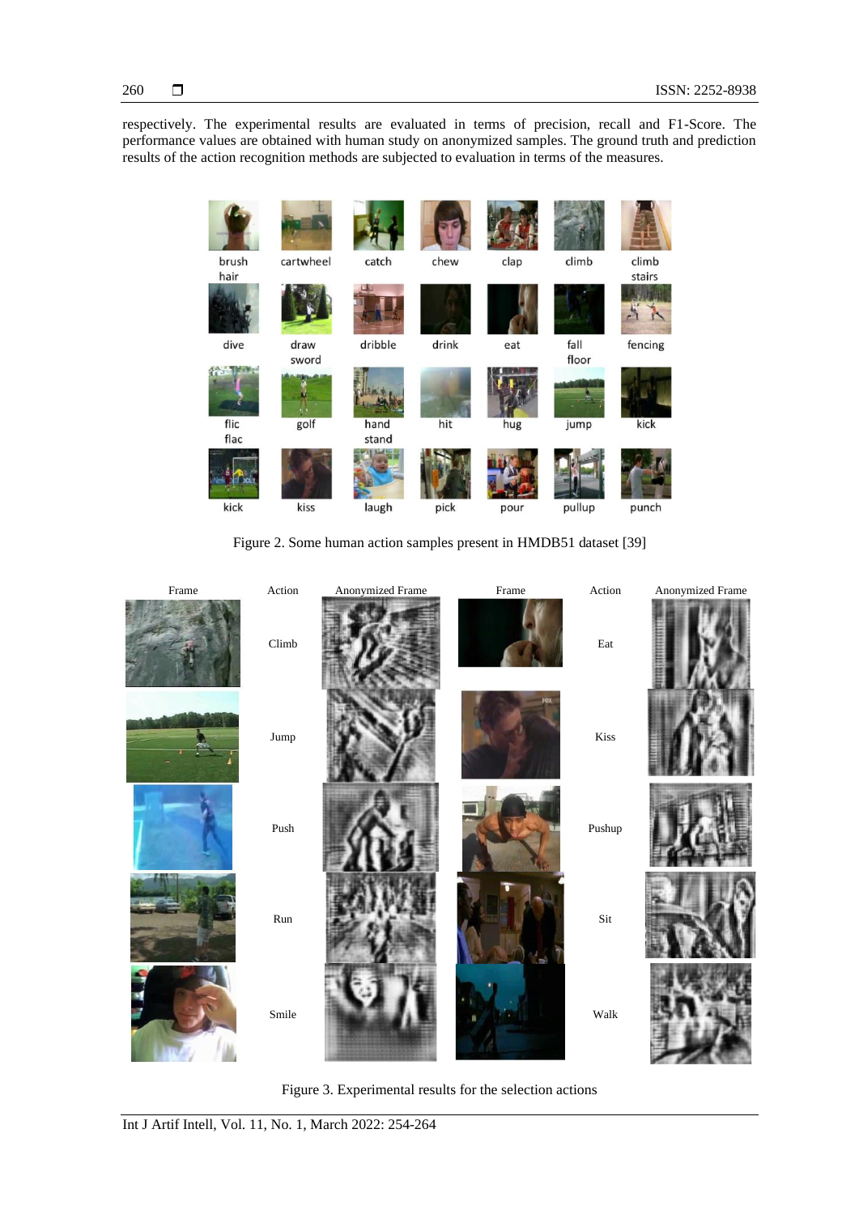respectively. The experimental results are evaluated in terms of precision, recall and F1-Score. The performance values are obtained with human study on anonymized samples. The ground truth and prediction results of the action recognition methods are subjected to evaluation in terms of the measures.

Figure 2. Some human action samples present in HMDB51 dataset [39]

Figure 3. Experimental results for the selection actions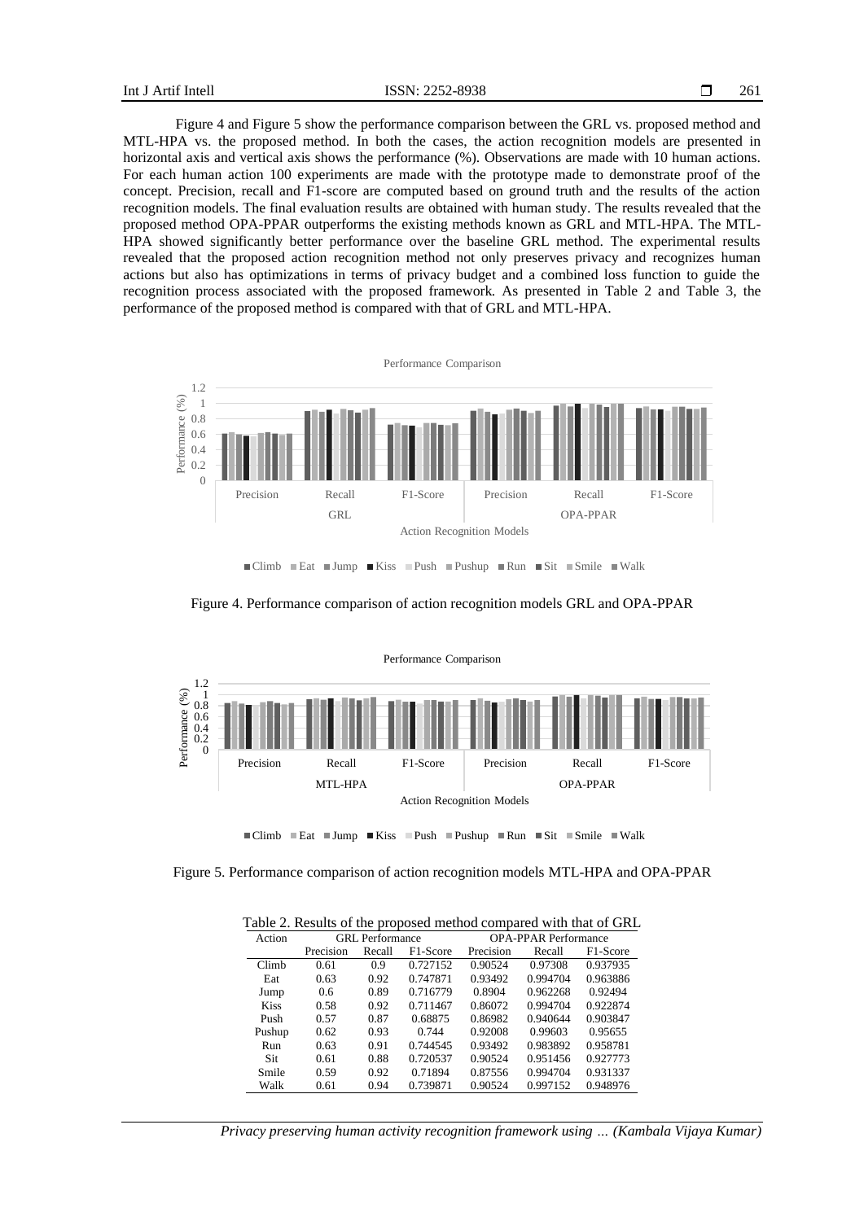Figure 4 and Figure 5 show the performance comparison between the GRL vs. proposed method and MTL-HPA vs. the proposed method. In both the cases, the action recognition models are presented in horizontal axis and vertical axis shows the performance (%). Observations are made with 10 human actions. For each human action 100 experiments are made with the prototype made to demonstrate proof of the concept. Precision, recall and F1-score are computed based on ground truth and the results of the action recognition models. The final evaluation results are obtained with human study. The results revealed that the proposed method OPA-PPAR outperforms the existing methods known as GRL and MTL-HPA. The MTL-HPA showed significantly better performance over the baseline GRL method. The experimental results revealed that the proposed action recognition method not only preserves privacy and recognizes human actions but also has optimizations in terms of privacy budget and a combined loss function to guide the recognition process associated with the proposed framework. As presented in Table 2 and Table 3, the performance of the proposed method is compared with that of GRL and MTL-HPA.

Figure 4. Performance comparison of action recognition models GRL and OPA-PPAR

Figure 5. Performance comparison of action recognition models MTL-HPA and OPA-PPAR

Table 2. Results of the proposed method compared with that of GRL

| Action | GRL Performance | | | OPA-PPAR Performance | | |
|---|---|---|---|---|---|---|
| | Precision | Recall | F1-Score | Precision | Recall | F1-Score |
| Climb | 0.61 | 0.9 | 0.727152 | 0.90524 | 0.97308 | 0.937935 |
| Eat | 0.63 | 0.92 | 0.747871 | 0.93492 | 0.994704 | 0.963886 |
| Jump | 0.6 | 0.89 | 0.716779 | 0.8904 | 0.962268 | 0.92494 |
| Kiss | 0.58 | 0.92 | 0.711467 | 0.86072 | 0.994704 | 0.922874 |
| Push | 0.57 | 0.87 | 0.68875 | 0.86982 | 0.940644 | 0.903847 |
| Pushup | 0.62 | 0.93 | 0.744 | 0.92008 | 0.99603 | 0.95655 |
| Run | 0.63 | 0.91 | 0.744545 | 0.93492 | 0.983892 | 0.958781 |
| Sit | 0.61 | 0.88 | 0.720537 | 0.90524 | 0.951456 | 0.927773 |
| Smile | 0.59 | 0.92 | 0.71894 | 0.87556 | 0.994704 | 0.931337 |
| Walk | 0.61 | 0.94 | 0.739871 | 0.90524 | 0.997152 | 0.948976 |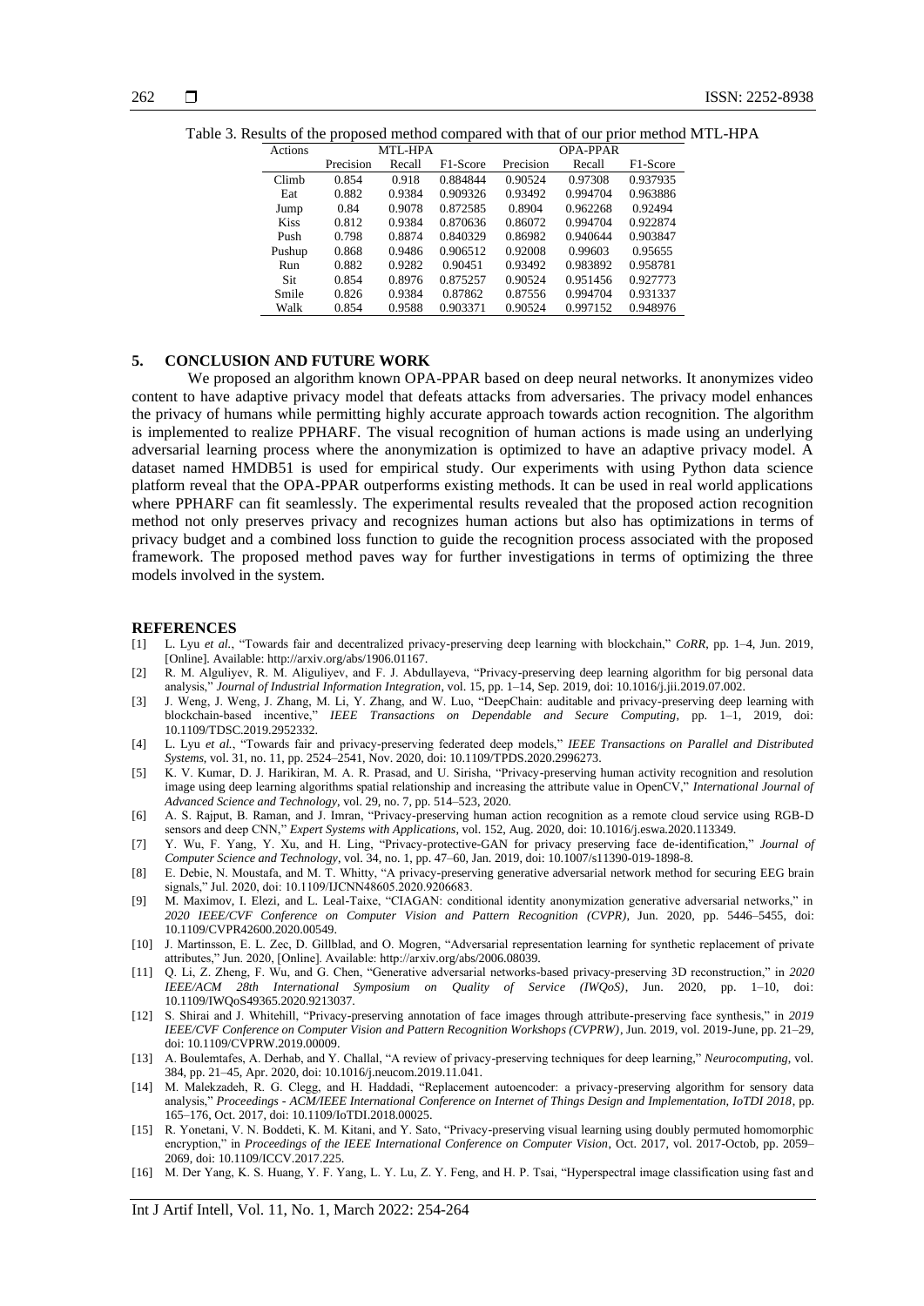Table 3. Results of the proposed method compared with that of our prior method MTL-HPA

| Actions | MTL-HPA | | | OPA-PPAR | | |
|---|---|---|---|---|---|---|
| | Precision | Recall | F1-Score | Precision | Recall | F1-Score |
| Climb | 0.854 | 0.918 | 0.884844 | 0.90524 | 0.97308 | 0.937935 |
| Eat | 0.882 | 0.9384 | 0.909326 | 0.93492 | 0.994704 | 0.963886 |
| Jump | 0.84 | 0.9078 | 0.872585 | 0.8904 | 0.962268 | 0.92494 |
| Kiss | 0.812 | 0.9384 | 0.870636 | 0.86072 | 0.994704 | 0.922874 |
| Push | 0.798 | 0.8874 | 0.840329 | 0.86982 | 0.940644 | 0.903847 |
| Pushup | 0.868 | 0.9486 | 0.906512 | 0.92008 | 0.99603 | 0.95655 |
| Run | 0.882 | 0.9282 | 0.90451 | 0.93492 | 0.983892 | 0.958781 |
| Sit | 0.854 | 0.8976 | 0.875257 | 0.90524 | 0.951456 | 0.927773 |
| Smile | 0.826 | 0.9384 | 0.87862 | 0.87556 | 0.994704 | 0.931337 |
| Walk | 0.854 | 0.9588 | 0.903371 | 0.90524 | 0.997152 | 0.948976 |

## 5. CONCLUSION AND FUTURE WORK

We proposed an algorithm known OPA-PPAR based on deep neural networks. It anonymizes video content to have adaptive privacy model that defeats attacks from adversaries. The privacy model enhances the privacy of humans while permitting highly accurate approach towards action recognition. The algorithm is implemented to realize PPHARF. The visual recognition of human actions is made using an underlying adversarial learning process where the anonymization is optimized to have an adaptive privacy model. A dataset named HMDB51 is used for empirical study. Our experiments with using Python data science platform reveal that the OPA-PPAR outperforms existing methods. It can be used in real world applications where PPHARF can fit seamlessly. The experimental results revealed that the proposed action recognition method not only preserves privacy and recognizes human actions but also has optimizations in terms of privacy budget and a combined loss function to guide the recognition process associated with the proposed framework. The proposed method paves way for further investigations in terms of optimizing the three models involved in the system.

## REFERENCES

[1] L. Lyu *et al.*, "Towards fair and decentralized privacy-preserving deep learning with blockchain," *CoRR*, pp. 1–4, Jun. 2019, [Online]. Available: http://arxiv.org/abs/1906.01167.

[2] R. M. Alguliyev, R. M. Aliguliyev, and F. J. Abdullayeva, "Privacy-preserving deep learning algorithm for big personal data analysis," *Journal of Industrial Information Integration*, vol. 15, pp. 1–14, Sep. 2019, doi: 10.1016/j.jii.2019.07.002.

[3] J. Weng, J. Weng, J. Zhang, M. Li, Y. Zhang, and W. Luo, "DeepChain: auditable and privacy-preserving deep learning with blockchain-based incentive," *IEEE Transactions on Dependable and Secure Computing*, pp. 1–1, 2019, doi: 10.1109/TDSC.2019.2952332.

[4] L. Lyu *et al.*, "Towards fair and privacy-preserving federated deep models," *IEEE Transactions on Parallel and Distributed Systems*, vol. 31, no. 11, pp. 2524–2541, Nov. 2020, doi: 10.1109/TPDS.2020.2996273.

[5] K. V. Kumar, D. J. Harikiran, M. A. R. Prasad, and U. Sirisha, "Privacy-preserving human activity recognition and resolution image using deep learning algorithms spatial relationship and increasing the attribute value in OpenCV," *International Journal of Advanced Science and Technology*, vol. 29, no. 7, pp. 514–523, 2020.

[6] A. S. Rajput, B. Raman, and J. Imran, "Privacy-preserving human action recognition as a remote cloud service using RGB-D sensors and deep CNN," *Expert Systems with Applications*, vol. 152, Aug. 2020, doi: 10.1016/j.eswa.2020.113349.

[7] Y. Wu, F. Yang, Y. Xu, and H. Ling, "Privacy-protective-GAN for privacy preserving face de-identification," *Journal of Computer Science and Technology*, vol. 34, no. 1, pp. 47–60, Jan. 2019, doi: 10.1007/s11390-019-1898-8.

[8] E. Debie, N. Moustafa, and M. T. Whitty, "A privacy-preserving generative adversarial network method for securing EEG brain signals," Jul. 2020, doi: 10.1109/IJCNN48605.2020.9206683.

[9] M. Maximov, I. Elezi, and L. Leal-Taixe, "CIAGAN: conditional identity anonymization generative adversarial networks," in *2020 IEEE/CVF Conference on Computer Vision and Pattern Recognition (CVPR)*, Jun. 2020, pp. 5446–5455, doi: 10.1109/CVPR42600.2020.00549.

[10] J. Martinsson, E. L. Zec, D. Gillblad, and O. Mogren, "Adversarial representation learning for synthetic replacement of private attributes," Jun. 2020, [Online]. Available: http://arxiv.org/abs/2006.08039.

[11] Q. Li, Z. Zheng, F. Wu, and G. Chen, "Generative adversarial networks-based privacy-preserving 3D reconstruction," in *2020 IEEE/ACM 28th International Symposium on Quality of Service (IWQoS)*, Jun. 2020, pp. 1–10, doi: 10.1109/IWQoS49365.2020.9213037.

[12] S. Shirai and J. Whitehill, "Privacy-preserving annotation of face images through attribute-preserving face synthesis," in *2019 IEEE/CVF Conference on Computer Vision and Pattern Recognition Workshops (CVPRW)*, Jun. 2019, vol. 2019-June, pp. 21–29, doi: 10.1109/CVPRW.2019.00009.

[13] A. Boulemtafes, A. Derhab, and Y. Challal, "A review of privacy-preserving techniques for deep learning," *Neurocomputing*, vol. 384, pp. 21–45, Apr. 2020, doi: 10.1016/j.neucom.2019.11.041.

[14] M. Malekzadeh, R. G. Clegg, and H. Haddadi, "Replacement autoencoder: a privacy-preserving algorithm for sensory data analysis," *Proceedings - ACM/IEEE International Conference on Internet of Things Design and Implementation, IoTDI 2018*, pp. 165–176, Oct. 2017, doi: 10.1109/IoTDI.2018.00025.

[15] R. Yonetani, V. N. Boddeti, K. M. Kitani, and Y. Sato, "Privacy-preserving visual learning using doubly permuted homomorphic encryption," in *Proceedings of the IEEE International Conference on Computer Vision*, Oct. 2017, vol. 2017-Octob, pp. 2059–2069, doi: 10.1109/ICCV.2017.225.

[16] M. Der Yang, K. S. Huang, Y. F. Yang, L. Y. Lu, Z. Y. Feng, and H. P. Tsai, "Hyperspectral image classification using fast and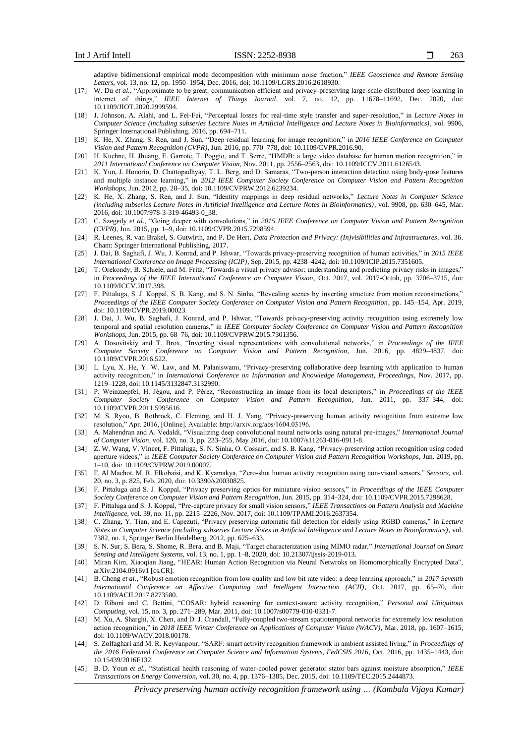adaptive bidimensional empirical mode decomposition with minimum noise fraction," *IEEE Geoscience and Remote Sensing Letters*, vol. 13, no. 12, pp. 1950–1954, Dec. 2016, doi: 10.1109/LGRS.2016.2618930.

[17] W. Du *et al.*, "Approximate to be great: communication efficient and privacy-preserving large-scale distributed deep learning in internet of things," *IEEE Internet of Things Journal*, vol. 7, no. 12, pp. 11678–11692, Dec. 2020, doi: 10.1109/JIOT.2020.2999594.

[18] J. Johnson, A. Alahi, and L. Fei-Fei, "Perceptual losses for real-time style transfer and super-resolution," in *Lecture Notes in Computer Science (including subseries Lecture Notes in Artificial Intelligence and Lecture Notes in Bioinformatics)*, vol. 9906, Springer International Publishing, 2016, pp. 694–711.

[19] K. He, X. Zhang, S. Ren, and J. Sun, "Deep residual learning for image recognition," in *2016 IEEE Conference on Computer Vision and Pattern Recognition (CVPR)*, Jun. 2016, pp. 770–778, doi: 10.1109/CVPR.2016.90.

[20] H. Kuehne, H. Jhuang, E. Garrote, T. Poggio, and T. Serre, "HMDB: a large video database for human motion recognition," in *2011 International Conference on Computer Vision*, Nov. 2011, pp. 2556–2563, doi: 10.1109/ICCV.2011.6126543.

[21] K. Yun, J. Honorio, D. Chattopadhyay, T. L. Berg, and D. Samaras, "Two-person interaction detection using body-pose features and multiple instance learning," in *2012 IEEE Computer Society Conference on Computer Vision and Pattern Recognition Workshops*, Jun. 2012, pp. 28–35, doi: 10.1109/CVPRW.2012.6239234.

[22] K. He, X. Zhang, S. Ren, and J. Sun, "Identity mappings in deep residual networks," *Lecture Notes in Computer Science (including subseries Lecture Notes in Artificial Intelligence and Lecture Notes in Bioinformatics)*, vol. 9908, pp. 630–645, Mar. 2016, doi: 10.1007/978-3-319-46493-0_38.

[23] C. Szegedy *et al.*, "Going deeper with convolutions," in *2015 IEEE Conference on Computer Vision and Pattern Recognition (CVPR)*, Jun. 2015, pp. 1–9, doi: 10.1109/CVPR.2015.7298594.

[24] R. Leenes, R. van Brakel, S. Gutwirth, and P. De Hert, *Data Protection and Privacy: (In)visibilities and Infrastructures*, vol. 36. Cham: Springer International Publishing, 2017.

[25] J. Dai, B. Saghafi, J. Wu, J. Konrad, and P. Ishwar, "Towards privacy-preserving recognition of human activities," in *2015 IEEE International Conference on Image Processing (ICIP)*, Sep. 2015, pp. 4238–4242, doi: 10.1109/ICIP.2015.7351605.

[26] T. Orekondy, B. Schiele, and M. Fritz, "Towards a visual privacy advisor: understanding and predicting privacy risks in images," in *Proceedings of the IEEE International Conference on Computer Vision*, Oct. 2017, vol. 2017-Octob, pp. 3706–3715, doi: 10.1109/ICCV.2017.398.

[27] F. Pittaluga, S. J. Koppal, S. B. Kang, and S. N. Sinha, "Revealing scenes by inverting structure from motion reconstructions," *Proceedings of the IEEE Computer Society Conference on Computer Vision and Pattern Recognition*, pp. 145–154, Apr. 2019, doi: 10.1109/CVPR.2019.00023.

[28] J. Dai, J. Wu, B. Saghafi, J. Konrad, and P. Ishwar, "Towards privacy-preserving activity recognition using extremely low temporal and spatial resolution cameras," in *IEEE Computer Society Conference on Computer Vision and Pattern Recognition Workshops*, Jun. 2015, pp. 68–76, doi: 10.1109/CVPRW.2015.7301356.

[29] A. Dosovitskiy and T. Brox, "Inverting visual representations with convolutional networks," in *Proceedings of the IEEE Computer Society Conference on Computer Vision and Pattern Recognition*, Jun. 2016, pp. 4829–4837, doi: 10.1109/CVPR.2016.522.

[30] L. Lyu, X. He, Y. W. Law, and M. Palaniswami, "Privacy-preserving collaborative deep learning with application to human activity recognition," in *International Conference on Information and Knowledge Management, Proceedings*, Nov. 2017, pp. 1219–1228, doi: 10.1145/3132847.3132990.

[31] P. Weinzaepfel, H. Jégou, and P. Pérez, "Reconstructing an image from its local descriptors," in *Proceedings of the IEEE Computer Society Conference on Computer Vision and Pattern Recognition*, Jun. 2011, pp. 337–344, doi: 10.1109/CVPR.2011.5995616.

[32] M. S. Ryoo, B. Rothrock, C. Fleming, and H. J. Yang, "Privacy-preserving human activity recognition from extreme low resolution," Apr. 2016, [Online]. Available: http://arxiv.org/abs/1604.03196.

[33] A. Mahendran and A. Vedaldi, "Visualizing deep convolutional neural networks using natural pre-images," *International Journal of Computer Vision*, vol. 120, no. 3, pp. 233–255, May 2016, doi: 10.1007/s11263-016-0911-8.

[34] Z. W. Wang, V. Vineet, F. Pittaluga, S. N. Sinha, O. Cossairt, and S. B. Kang, "Privacy-preserving action recognition using coded aperture videos," in *IEEE Computer Society Conference on Computer Vision and Pattern Recognition Workshops*, Jun. 2019, pp. 1–10, doi: 10.1109/CVPRW.2019.00007.

[35] F. Al Machot, M. R. Elkobaisi, and K. Kyamakya, "Zero-shot human activity recognition using non-visual sensors," *Sensors*, vol. 20, no. 3, p. 825, Feb. 2020, doi: 10.3390/s20030825.

[36] F. Pittaluga and S. J. Koppal, "Privacy preserving optics for miniature vision sensors," in *Proceedings of the IEEE Computer Society Conference on Computer Vision and Pattern Recognition*, Jun. 2015, pp. 314–324, doi: 10.1109/CVPR.2015.7298628.

[37] F. Pittaluga and S. J. Koppal, "Pre-capture privacy for small vision sensors," *IEEE Transactions on Pattern Analysis and Machine Intelligence*, vol. 39, no. 11, pp. 2215–2226, Nov. 2017, doi: 10.1109/TPAMI.2016.2637354.

[38] C. Zhang, Y. Tian, and E. Capezuti, "Privacy preserving automatic fall detection for elderly using RGBD cameras," in *Lecture Notes in Computer Science (including subseries Lecture Notes in Artificial Intelligence and Lecture Notes in Bioinformatics)*, vol. 7382, no. 1, Springer Berlin Heidelberg, 2012, pp. 625–633.

[39] S. N. Sur, S. Bera, S. Shome, R. Bera, and B. Maji, "Target characterization using MIMO radar," *International Journal on Smart Sensing and Intelligent Systems*, vol. 13, no. 1, pp. 1–8, 2020, doi: 10.21307/ijssis-2019-013.

[40] Miran Kim, Xiaoqian Jiang, "HEAR: Human Action Recognition via Neural Netwroks on Homomorphically Encrypted Data", arXiv:2104.0916v1 [cs.CR].

[41] B. Cheng *et al.*, "Robust emotion recognition from low quality and low bit rate video: a deep learning approach," in *2017 Seventh International Conference on Affective Computing and Intelligent Interaction (ACII)*, Oct. 2017, pp. 65–70, doi: 10.1109/ACII.2017.8273580.

[42] D. Riboni and C. Bettini, "COSAR: hybrid reasoning for context-aware activity recognition," *Personal and Ubiquitous Computing*, vol. 15, no. 3, pp. 271–289, Mar. 2011, doi: 10.1007/s00779-010-0331-7.

[43] M. Xu, A. Sharghi, X. Chen, and D. J. Crandall, "Fully-coupled two-stream spatiotemporal networks for extremely low resolution action recognition," in *2018 IEEE Winter Conference on Applications of Computer Vision (WACV)*, Mar. 2018, pp. 1607–1615, doi: 10.1109/WACV.2018.00178.

[44] S. Zolfaghari and M. R. Keyvanpour, "SARF: smart activity recognition framework in ambient assisted living," in *Proceedings of the 2016 Federated Conference on Computer Science and Information Systems, FedCSIS 2016*, Oct. 2016, pp. 1435–1443, doi: 10.15439/2016F132.

[45] B. D. Youn *et al.*, "Statistical health reasoning of water-cooled power generator stator bars against moisture absorption," *IEEE Transactions on Energy Conversion*, vol. 30, no. 4, pp. 1376–1385, Dec. 2015, doi: 10.1109/TEC.2015.2444873.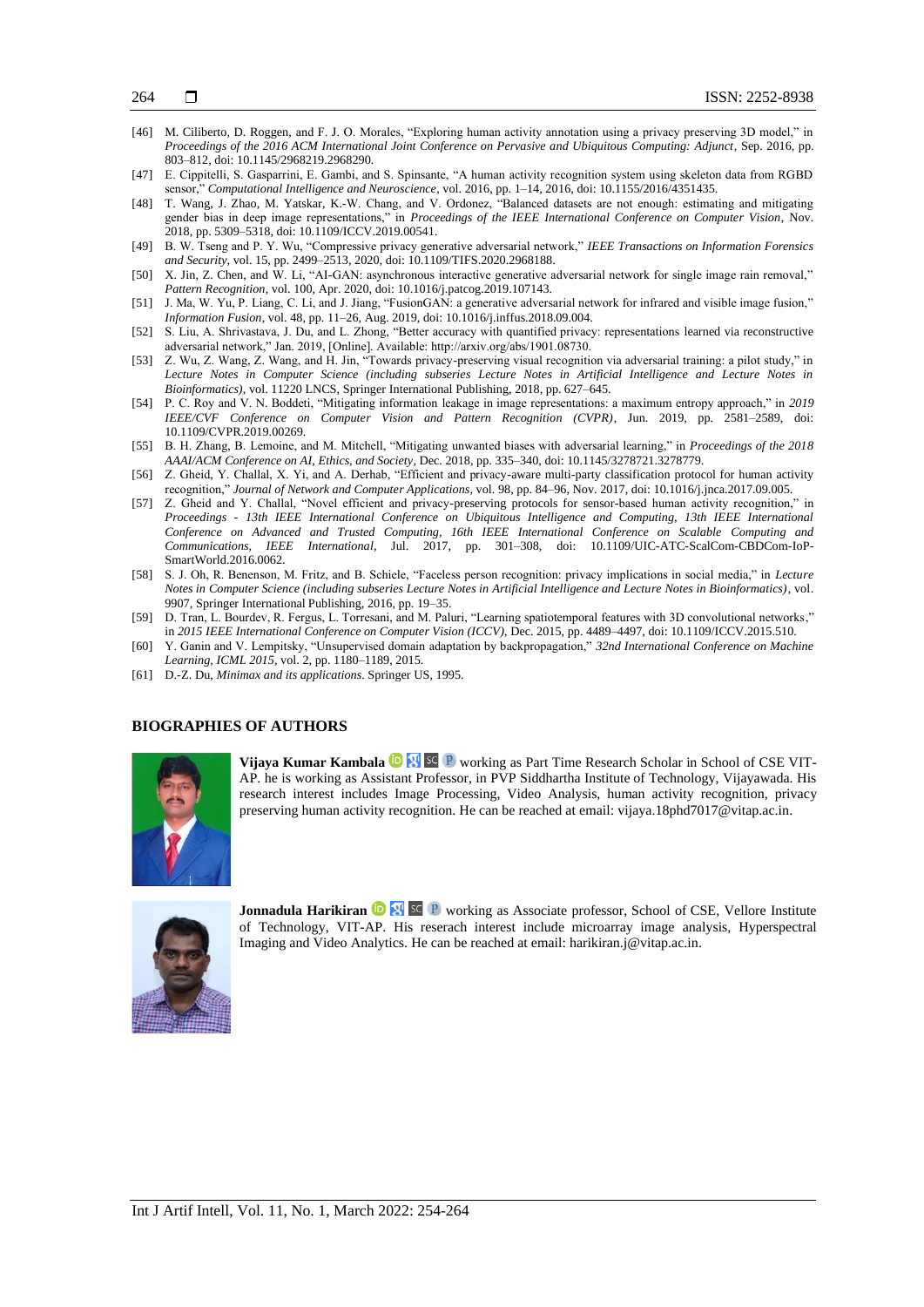[46] M. Ciliberto, D. Roggen, and F. J. O. Morales, "Exploring human activity annotation using a privacy preserving 3D model," in *Proceedings of the 2016 ACM International Joint Conference on Pervasive and Ubiquitous Computing: Adjunct*, Sep. 2016, pp. 803–812, doi: 10.1145/2968219.2968290.

[47] E. Cippitelli, S. Gasparrini, E. Gambi, and S. Spinsante, "A human activity recognition system using skeleton data from RGBD sensor," *Computational Intelligence and Neuroscience*, vol. 2016, pp. 1–14, 2016, doi: 10.1155/2016/4351435.

[48] T. Wang, J. Zhao, M. Yatskar, K.-W. Chang, and V. Ordonez, "Balanced datasets are not enough: estimating and mitigating gender bias in deep image representations," in *Proceedings of the IEEE International Conference on Computer Vision*, Nov. 2018, pp. 5309–5318, doi: 10.1109/ICCV.2019.00541.

[49] B. W. Tseng and P. Y. Wu, "Compressive privacy generative adversarial network," *IEEE Transactions on Information Forensics and Security*, vol. 15, pp. 2499–2513, 2020, doi: 10.1109/TIFS.2020.2968188.

[50] X. Jin, Z. Chen, and W. Li, "AI-GAN: asynchronous interactive generative adversarial network for single image rain removal," *Pattern Recognition*, vol. 100, Apr. 2020, doi: 10.1016/j.patcog.2019.107143.

[51] J. Ma, W. Yu, P. Liang, C. Li, and J. Jiang, "FusionGAN: a generative adversarial network for infrared and visible image fusion," *Information Fusion*, vol. 48, pp. 11–26, Aug. 2019, doi: 10.1016/j.inffus.2018.09.004.

[52] S. Liu, A. Shrivastava, J. Du, and L. Zhong, "Better accuracy with quantified privacy: representations learned via reconstructive adversarial network," Jan. 2019, [Online]. Available: http://arxiv.org/abs/1901.08730.

[53] Z. Wu, Z. Wang, Z. Wang, and H. Jin, "Towards privacy-preserving visual recognition via adversarial training: a pilot study," in *Lecture Notes in Computer Science (including subseries Lecture Notes in Artificial Intelligence and Lecture Notes in Bioinformatics)*, vol. 11220 LNCS, Springer International Publishing, 2018, pp. 627–645.

[54] P. C. Roy and V. N. Boddeti, "Mitigating information leakage in image representations: a maximum entropy approach," in *2019 IEEE/CVF Conference on Computer Vision and Pattern Recognition (CVPR)*, Jun. 2019, pp. 2581–2589, doi: 10.1109/CVPR.2019.00269.

[55] B. H. Zhang, B. Lemoine, and M. Mitchell, "Mitigating unwanted biases with adversarial learning," in *Proceedings of the 2018 AAAI/ACM Conference on AI, Ethics, and Society*, Dec. 2018, pp. 335–340, doi: 10.1145/3278721.3278779.

[56] Z. Gheid, Y. Challal, X. Yi, and A. Derhab, "Efficient and privacy-aware multi-party classification protocol for human activity recognition," *Journal of Network and Computer Applications*, vol. 98, pp. 84–96, Nov. 2017, doi: 10.1016/j.jnca.2017.09.005.

[57] Z. Gheid and Y. Challal, "Novel efficient and privacy-preserving protocols for sensor-based human activity recognition," in *Proceedings - 13th IEEE International Conference on Ubiquitous Intelligence and Computing, 13th IEEE International Conference on Advanced and Trusted Computing, 16th IEEE International Conference on Scalable Computing and Communications, IEEE International*, Jul. 2017, pp. 301–308, doi: 10.1109/UIC-ATC-ScalCom-CBDCom-IoP-SmartWorld.2016.0062.

[58] S. J. Oh, R. Benenson, M. Fritz, and B. Schiele, "Faceless person recognition: privacy implications in social media," in *Lecture Notes in Computer Science (including subseries Lecture Notes in Artificial Intelligence and Lecture Notes in Bioinformatics)*, vol. 9907, Springer International Publishing, 2016, pp. 19–35.

[59] D. Tran, L. Bourdev, R. Fergus, L. Torresani, and M. Paluri, "Learning spatiotemporal features with 3D convolutional networks," in *2015 IEEE International Conference on Computer Vision (ICCV)*, Dec. 2015, pp. 4489–4497, doi: 10.1109/ICCV.2015.510.

[60] Y. Ganin and V. Lempitsky, "Unsupervised domain adaptation by backpropagation," *32nd International Conference on Machine Learning, ICML 2015*, vol. 2, pp. 1180–1189, 2015.

[61] D.-Z. Du, *Minimax and its applications*. Springer US, 1995.

## BIOGRAPHIES OF AUTHORS

**Vijaya Kumar Kambala** working as Part Time Research Scholar in School of CSE VIT-AP. he is working as Assistant Professor, in PVP Siddhartha Institute of Technology, Vijayawada. His research interest includes Image Processing, Video Analysis, human activity recognition, privacy preserving human activity recognition. He can be reached at email: vijaya.18phd7017@vitap.ac.in.

**Jonnadula Harikiran** working as Associate professor, School of CSE, Vellore Institute of Technology, VIT-AP. His reserach interest include microarray image analysis, Hyperspectral Imaging and Video Analytics. He can be reached at email: harikiran.j@vitap.ac.in.